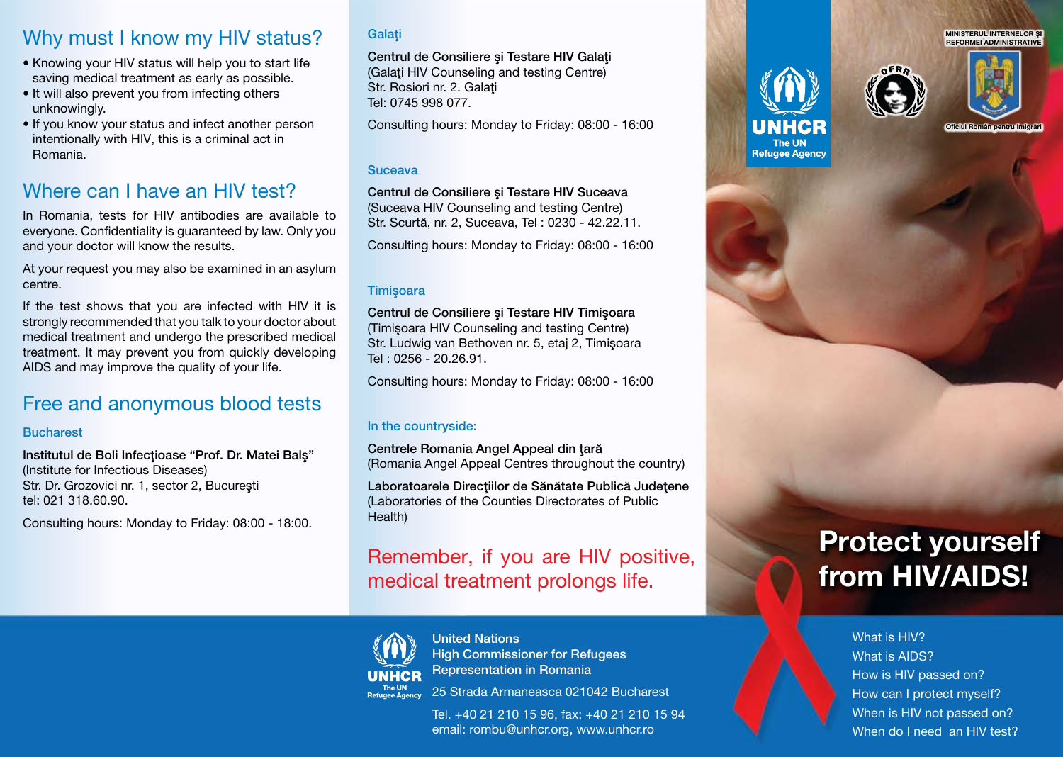## Why must I know my HIV status?

- Knowing your HIV status will help you to start life saving medical treatment as early as possible.
- It will also prevent you from infecting others unknowingly.
- If you know your status and infect another person intentionally with HIV, this is a criminal act in Romania.

## Where can I have an HIV test?

In Romania, tests for HIV antibodies are available to everyone. Confidentiality is guaranteed by law. Only you and your doctor will know the results.

At your request you may also be examined in an asylum centre.

If the test shows that you are infected with HIV it is strongly recommended that you talk to your doctor about medical treatment and undergo the prescribed medical treatment. It may prevent you from quickly developing AIDS and may improve the quality of your life.

## Free and anonymous blood tests

### Bucharest

**Institutul de Boli Infecţioase "Prof. Dr. Matei Balş"**
(Institute for Infectious Diseases)
Str. Dr. Grozovici nr. 1, sector 2, Bucureşti
tel: 021 318.60.90.

Consulting hours: Monday to Friday: 08:00 - 18:00.

### Galaţi

**Centrul de Consiliere şi Testare HIV Galaţi**
(Galaţi HIV Counseling and testing Centre)
Str. Rosiori nr. 2. Galaţi
Tel: 0745 998 077.

Consulting hours: Monday to Friday: 08:00 - 16:00

### Suceava

**Centrul de Consiliere şi Testare HIV Suceava**
(Suceava HIV Counseling and testing Centre)
Str. Scurtă, nr. 2, Suceava, Tel : 0230 - 42.22.11.

Consulting hours: Monday to Friday: 08:00 - 16:00

### Timişoara

**Centrul de Consiliere şi Testare HIV Timişoara**
(Timişoara HIV Counseling and testing Centre)
Str. Ludwig van Bethoven nr. 5, etaj 2, Timişoara
Tel : 0256 - 20.26.91.

Consulting hours: Monday to Friday: 08:00 - 16:00

### In the countryside:

**Centrele Romania Angel Appeal din ţară**
(Romania Angel Appeal Centres throughout the country)

**Laboratoarele Direcţiilor de Sănătate Publică Judeţene**
(Laboratories of the Counties Directorates of Public Health)

Remember, if you are HIV positive, medical treatment prolongs life.

UNHCR
The UN Refugee Agency

United Nations
High Commissioner for Refugees
Representation in Romania

25 Strada Armaneasca 021042 Bucharest

Tel. +40 21 210 15 96, fax: +40 21 210 15 94
email: rombu@unhcr.org, www.unhcr.ro

UNHCR
The UN Refugee Agency

OFRR

MINISTERUL INTERNELOR ŞI REFORMEI ADMINISTRATIVE

Oficiul Român pentru Imigrări

# Protect yourself from HIV/AIDS!

What is HIV?
What is AIDS?
How is HIV passed on?
How can I protect myself?
When is HIV not passed on?
When do I need an HIV test?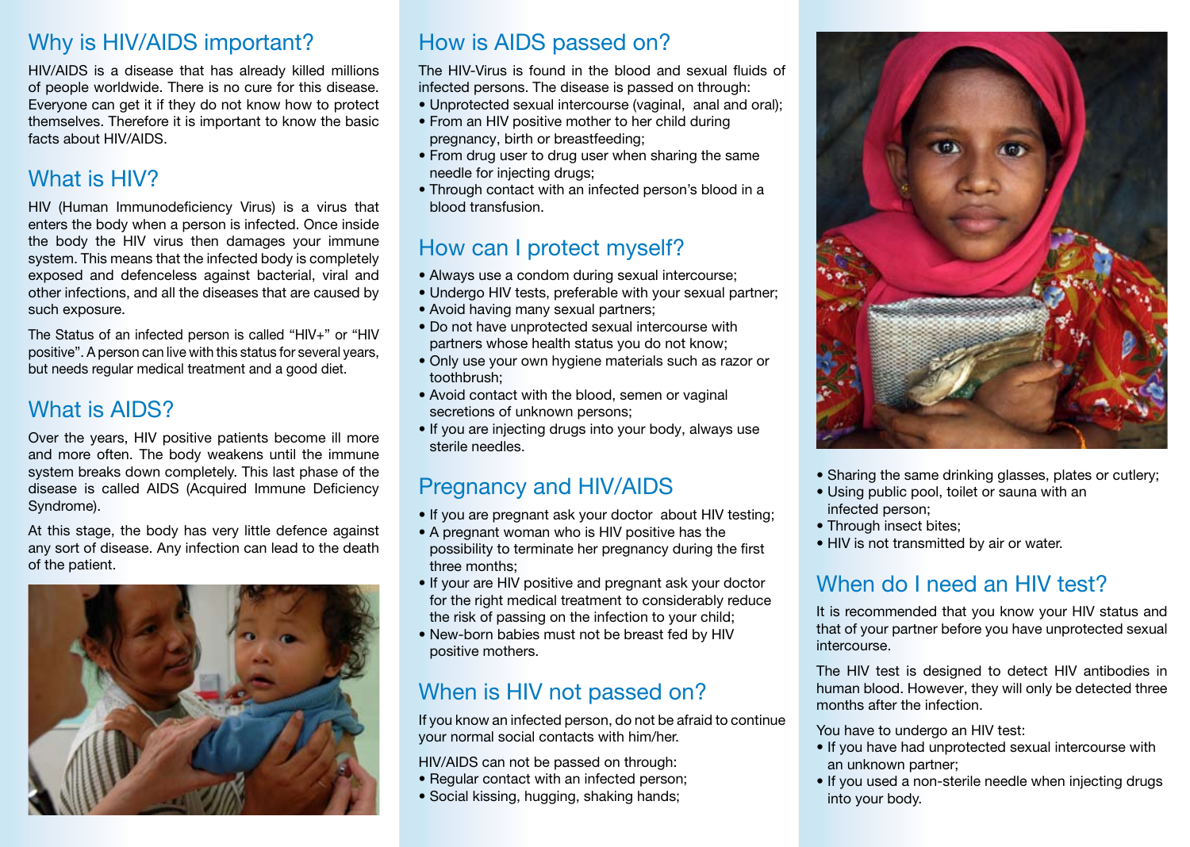## Why is HIV/AIDS important?

HIV/AIDS is a disease that has already killed millions of people worldwide. There is no cure for this disease. Everyone can get it if they do not know how to protect themselves. Therefore it is important to know the basic facts about HIV/AIDS.

## What is HIV?

HIV (Human Immunodeficiency Virus) is a virus that enters the body when a person is infected. Once inside the body the HIV virus then damages your immune system. This means that the infected body is completely exposed and defenceless against bacterial, viral and other infections, and all the diseases that are caused by such exposure.

The Status of an infected person is called "HIV+" or "HIV positive". A person can live with this status for several years, but needs regular medical treatment and a good diet.

## What is AIDS?

Over the years, HIV positive patients become ill more and more often. The body weakens until the immune system breaks down completely. This last phase of the disease is called AIDS (Acquired Immune Deficiency Syndrome).

At this stage, the body has very little defence against any sort of disease. Any infection can lead to the death of the patient.

## How is AIDS passed on?

The HIV-Virus is found in the blood and sexual fluids of infected persons. The disease is passed on through:

- Unprotected sexual intercourse (vaginal, anal and oral);
- From an HIV positive mother to her child during pregnancy, birth or breastfeeding;
- From drug user to drug user when sharing the same needle for injecting drugs;
- Through contact with an infected person's blood in a blood transfusion.

## How can I protect myself?

- Always use a condom during sexual intercourse;
- Undergo HIV tests, preferable with your sexual partner;
- Avoid having many sexual partners;
- Do not have unprotected sexual intercourse with partners whose health status you do not know;
- Only use your own hygiene materials such as razor or toothbrush;
- Avoid contact with the blood, semen or vaginal secretions of unknown persons;
- If you are injecting drugs into your body, always use sterile needles.

## Pregnancy and HIV/AIDS

- If you are pregnant ask your doctor about HIV testing;
- A pregnant woman who is HIV positive has the possibility to terminate her pregnancy during the first three months;
- If your are HIV positive and pregnant ask your doctor for the right medical treatment to considerably reduce the risk of passing on the infection to your child;
- New-born babies must not be breast fed by HIV positive mothers.

## When is HIV not passed on?

If you know an infected person, do not be afraid to continue your normal social contacts with him/her.

HIV/AIDS can not be passed on through:

- Regular contact with an infected person;
- Social kissing, hugging, shaking hands;
- Sharing the same drinking glasses, plates or cutlery;
- Using public pool, toilet or sauna with an infected person;
- Through insect bites;
- HIV is not transmitted by air or water.

## When do I need an HIV test?

It is recommended that you know your HIV status and that of your partner before you have unprotected sexual intercourse.

The HIV test is designed to detect HIV antibodies in human blood. However, they will only be detected three months after the infection.

You have to undergo an HIV test:

- If you have had unprotected sexual intercourse with an unknown partner;
- If you used a non-sterile needle when injecting drugs into your body.